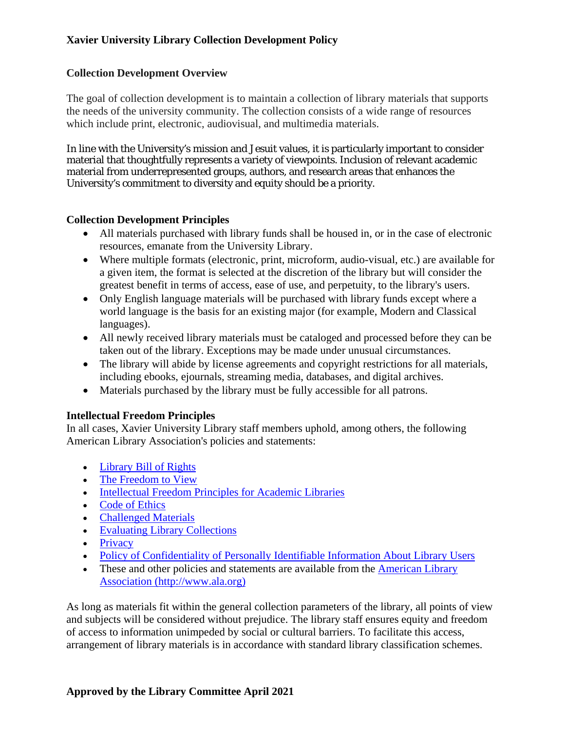# Xavier University Library Collection Development Policy

## Collection Development Overview

The goal of collection development is to maintain a collection of library materials that supports the needs of the university community. The collection consists of a wide range of resources which include print, electronic, audiovisual, and multimedia materials.

In line with the University's mission and Jesuit values, it is particularly important to consider material that thoughtfully represents a variety of viewpoints. Inclusion of relevant academic material from underrepresented groups, authors, and research areas that enhances the University's commitment to diversity and equity should be a priority.

## Collection Development Principles

- All materials purchased with library funds shall be housed in, or in the case of electronic resources, emanate from the University Library.
- Where multiple formats (electronic, print, microform, audio-visual, etc.) are available for a given item, the format is selected at the discretion of the library but will consider the greatest benefit in terms of access, ease of use, and perpetuity, to the library's users.
- Only English language materials will be purchased with library funds except where a world language is the basis for an existing major (for example, Modern and Classical languages).
- All newly received library materials must be cataloged and processed before they can be taken out of the library. Exceptions may be made under unusual circumstances.
- The library will abide by license agreements and copyright restrictions for all materials, including ebooks, ejournals, streaming media, databases, and digital archives.
- Materials purchased by the library must be fully accessible for all patrons.

## Intellectual Freedom Principles

In all cases, Xavier University Library staff members uphold, among others, the following American Library Association's policies and statements:

- Library Bill of Rights
- The Freedom to View
- Intellectual Freedom Principles for Academic Libraries
- Code of Ethics
- Challenged Materials
- Evaluating Library Collections
- Privacy
- Policy of Confidentiality of Personally Identifiable Information About Library Users
- These and other policies and statements are available from the American Library Association (http://www.ala.org)

As long as materials fit within the general collection parameters of the library, all points of view and subjects will be considered without prejudice. The library staff ensures equity and freedom of access to information unimpeded by social or cultural barriers. To facilitate this access, arrangement of library materials is in accordance with standard library classification schemes.

**Approved by the Library Committee April 2021**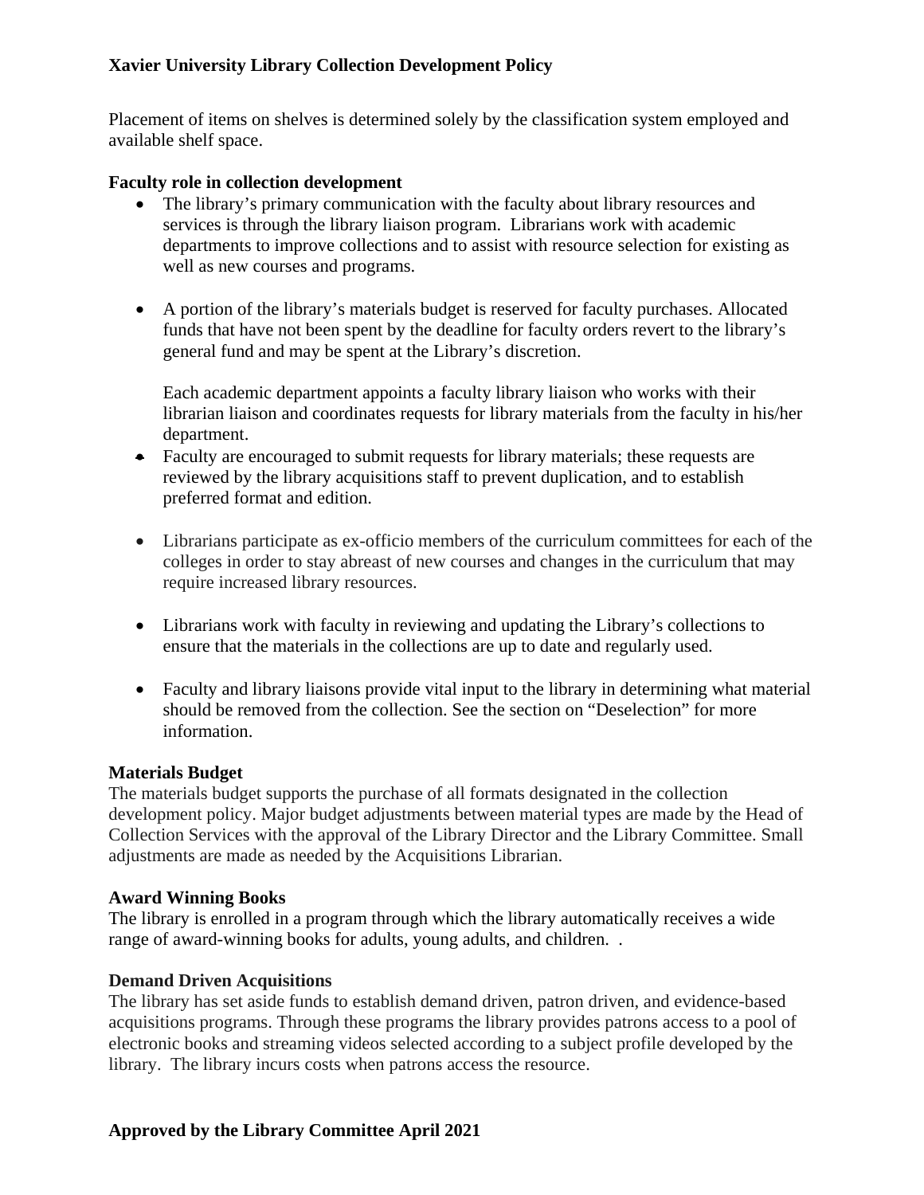**Xavier University Library Collection Development Policy**

Placement of items on shelves is determined solely by the classification system employed and available shelf space.

**Faculty role in collection development**

- The library's primary communication with the faculty about library resources and services is through the library liaison program. Librarians work with academic departments to improve collections and to assist with resource selection for existing as well as new courses and programs.

- A portion of the library's materials budget is reserved for faculty purchases. Allocated funds that have not been spent by the deadline for faculty orders revert to the library's general fund and may be spent at the Library's discretion.

  Each academic department appoints a faculty library liaison who works with their librarian liaison and coordinates requests for library materials from the faculty in his/her department.
- Faculty are encouraged to submit requests for library materials; these requests are reviewed by the library acquisitions staff to prevent duplication, and to establish preferred format and edition.

- Librarians participate as ex-officio members of the curriculum committees for each of the colleges in order to stay abreast of new courses and changes in the curriculum that may require increased library resources.

- Librarians work with faculty in reviewing and updating the Library's collections to ensure that the materials in the collections are up to date and regularly used.

- Faculty and library liaisons provide vital input to the library in determining what material should be removed from the collection. See the section on "Deselection" for more information.

**Materials Budget**

The materials budget supports the purchase of all formats designated in the collection development policy. Major budget adjustments between material types are made by the Head of Collection Services with the approval of the Library Director and the Library Committee. Small adjustments are made as needed by the Acquisitions Librarian.

**Award Winning Books**

The library is enrolled in a program through which the library automatically receives a wide range of award-winning books for adults, young adults, and children. .

**Demand Driven Acquisitions**

The library has set aside funds to establish demand driven, patron driven, and evidence-based acquisitions programs. Through these programs the library provides patrons access to a pool of electronic books and streaming videos selected according to a subject profile developed by the library. The library incurs costs when patrons access the resource.

**Approved by the Library Committee April 2021**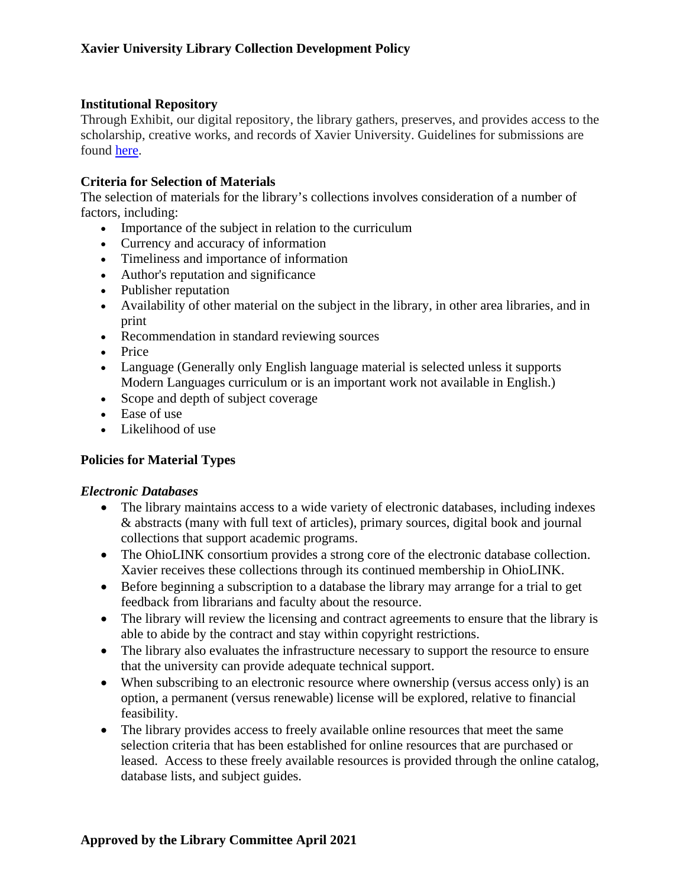## Institutional Repository

Through Exhibit, our digital repository, the library gathers, preserves, and provides access to the scholarship, creative works, and records of Xavier University. Guidelines for submissions are found here.

## Criteria for Selection of Materials

The selection of materials for the library's collections involves consideration of a number of factors, including:

- Importance of the subject in relation to the curriculum
- Currency and accuracy of information
- Timeliness and importance of information
- Author's reputation and significance
- Publisher reputation
- Availability of other material on the subject in the library, in other area libraries, and in print
- Recommendation in standard reviewing sources
- Price
- Language (Generally only English language material is selected unless it supports Modern Languages curriculum or is an important work not available in English.)
- Scope and depth of subject coverage
- Ease of use
- Likelihood of use

## Policies for Material Types

### *Electronic Databases*

- The library maintains access to a wide variety of electronic databases, including indexes & abstracts (many with full text of articles), primary sources, digital book and journal collections that support academic programs.
- The OhioLINK consortium provides a strong core of the electronic database collection. Xavier receives these collections through its continued membership in OhioLINK.
- Before beginning a subscription to a database the library may arrange for a trial to get feedback from librarians and faculty about the resource.
- The library will review the licensing and contract agreements to ensure that the library is able to abide by the contract and stay within copyright restrictions.
- The library also evaluates the infrastructure necessary to support the resource to ensure that the university can provide adequate technical support.
- When subscribing to an electronic resource where ownership (versus access only) is an option, a permanent (versus renewable) license will be explored, relative to financial feasibility.
- The library provides access to freely available online resources that meet the same selection criteria that has been established for online resources that are purchased or leased. Access to these freely available resources is provided through the online catalog, database lists, and subject guides.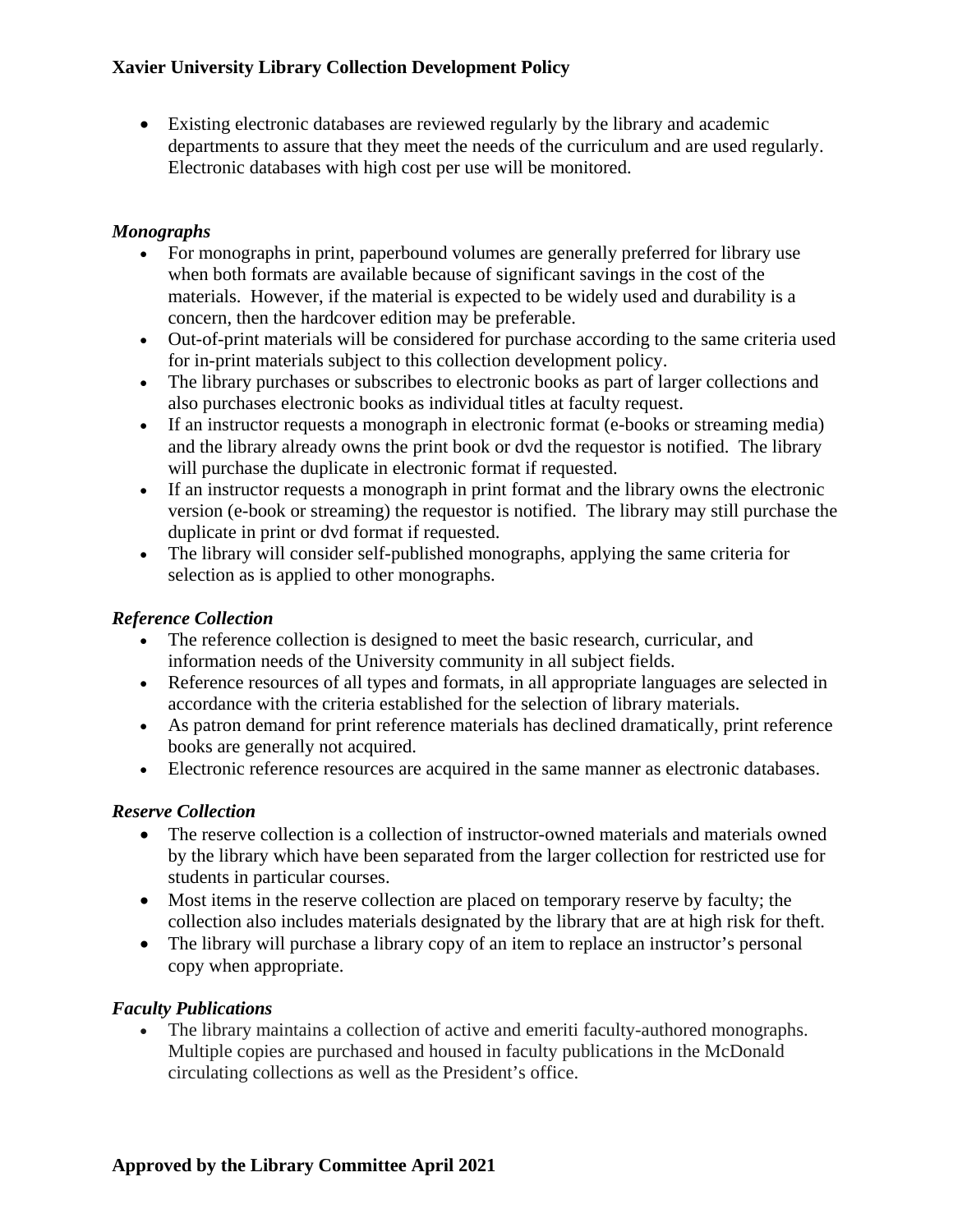- Existing electronic databases are reviewed regularly by the library and academic departments to assure that they meet the needs of the curriculum and are used regularly. Electronic databases with high cost per use will be monitored.

### *Monographs*

- For monographs in print, paperbound volumes are generally preferred for library use when both formats are available because of significant savings in the cost of the materials. However, if the material is expected to be widely used and durability is a concern, then the hardcover edition may be preferable.
- Out-of-print materials will be considered for purchase according to the same criteria used for in-print materials subject to this collection development policy.
- The library purchases or subscribes to electronic books as part of larger collections and also purchases electronic books as individual titles at faculty request.
- If an instructor requests a monograph in electronic format (e-books or streaming media) and the library already owns the print book or dvd the requestor is notified. The library will purchase the duplicate in electronic format if requested.
- If an instructor requests a monograph in print format and the library owns the electronic version (e-book or streaming) the requestor is notified. The library may still purchase the duplicate in print or dvd format if requested.
- The library will consider self-published monographs, applying the same criteria for selection as is applied to other monographs.

### *Reference Collection*

- The reference collection is designed to meet the basic research, curricular, and information needs of the University community in all subject fields.
- Reference resources of all types and formats, in all appropriate languages are selected in accordance with the criteria established for the selection of library materials.
- As patron demand for print reference materials has declined dramatically, print reference books are generally not acquired.
- Electronic reference resources are acquired in the same manner as electronic databases.

### *Reserve Collection*

- The reserve collection is a collection of instructor-owned materials and materials owned by the library which have been separated from the larger collection for restricted use for students in particular courses.
- Most items in the reserve collection are placed on temporary reserve by faculty; the collection also includes materials designated by the library that are at high risk for theft.
- The library will purchase a library copy of an item to replace an instructor's personal copy when appropriate.

### *Faculty Publications*

- The library maintains a collection of active and emeriti faculty-authored monographs. Multiple copies are purchased and housed in faculty publications in the McDonald circulating collections as well as the President's office.

**Approved by the Library Committee April 2021**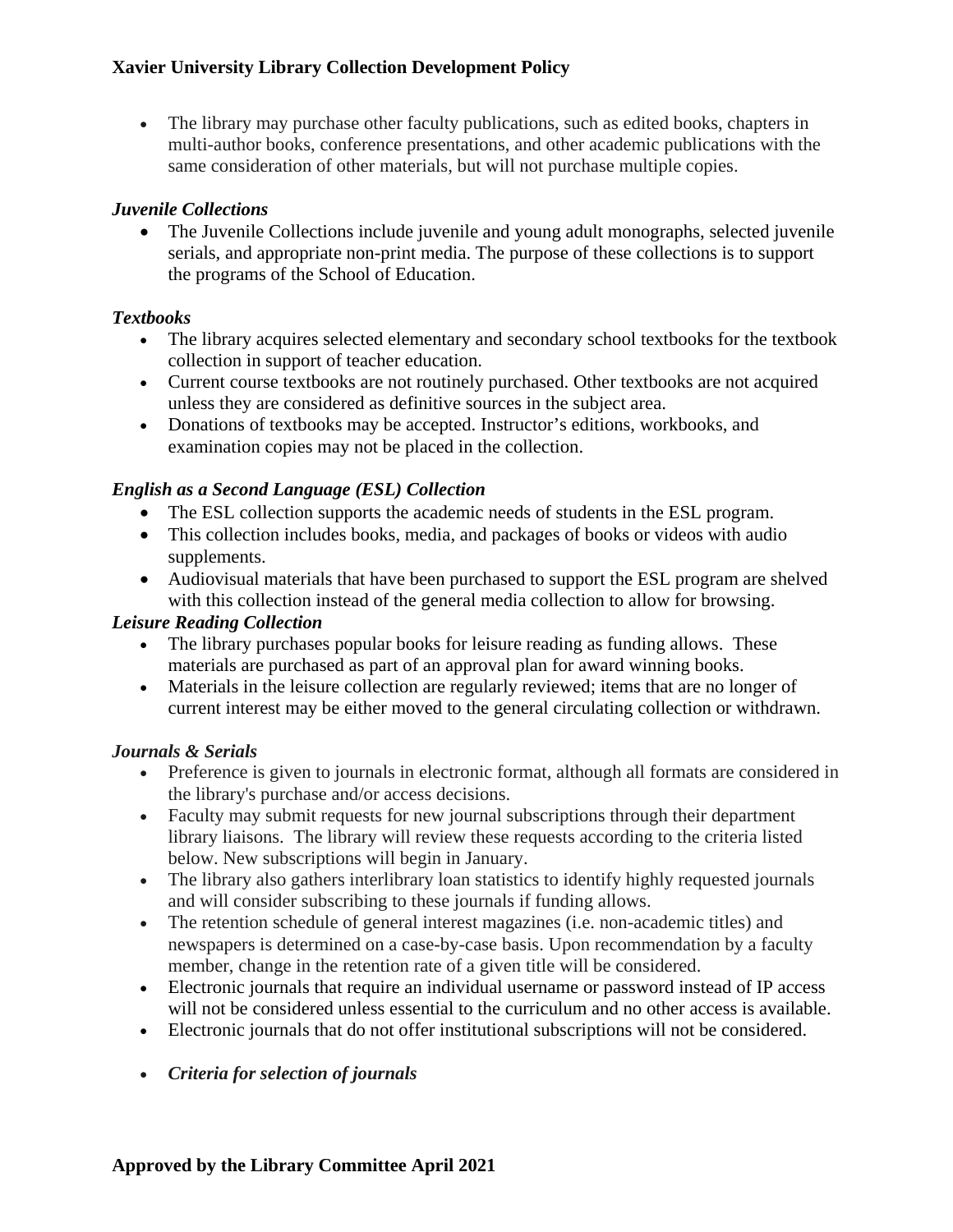- The library may purchase other faculty publications, such as edited books, chapters in multi-author books, conference presentations, and other academic publications with the same consideration of other materials, but will not purchase multiple copies.

### *Juvenile Collections*

- The Juvenile Collections include juvenile and young adult monographs, selected juvenile serials, and appropriate non-print media. The purpose of these collections is to support the programs of the School of Education.

### *Textbooks*

- The library acquires selected elementary and secondary school textbooks for the textbook collection in support of teacher education.
- Current course textbooks are not routinely purchased. Other textbooks are not acquired unless they are considered as definitive sources in the subject area.
- Donations of textbooks may be accepted. Instructor's editions, workbooks, and examination copies may not be placed in the collection.

### *English as a Second Language (ESL) Collection*

- The ESL collection supports the academic needs of students in the ESL program.
- This collection includes books, media, and packages of books or videos with audio supplements.
- Audiovisual materials that have been purchased to support the ESL program are shelved with this collection instead of the general media collection to allow for browsing.

### *Leisure Reading Collection*

- The library purchases popular books for leisure reading as funding allows. These materials are purchased as part of an approval plan for award winning books.
- Materials in the leisure collection are regularly reviewed; items that are no longer of current interest may be either moved to the general circulating collection or withdrawn.

### *Journals & Serials*

- Preference is given to journals in electronic format, although all formats are considered in the library's purchase and/or access decisions.
- Faculty may submit requests for new journal subscriptions through their department library liaisons. The library will review these requests according to the criteria listed below. New subscriptions will begin in January.
- The library also gathers interlibrary loan statistics to identify highly requested journals and will consider subscribing to these journals if funding allows.
- The retention schedule of general interest magazines (i.e. non-academic titles) and newspapers is determined on a case-by-case basis. Upon recommendation by a faculty member, change in the retention rate of a given title will be considered.
- Electronic journals that require an individual username or password instead of IP access will not be considered unless essential to the curriculum and no other access is available.
- Electronic journals that do not offer institutional subscriptions will not be considered.
- ***Criteria for selection of journals***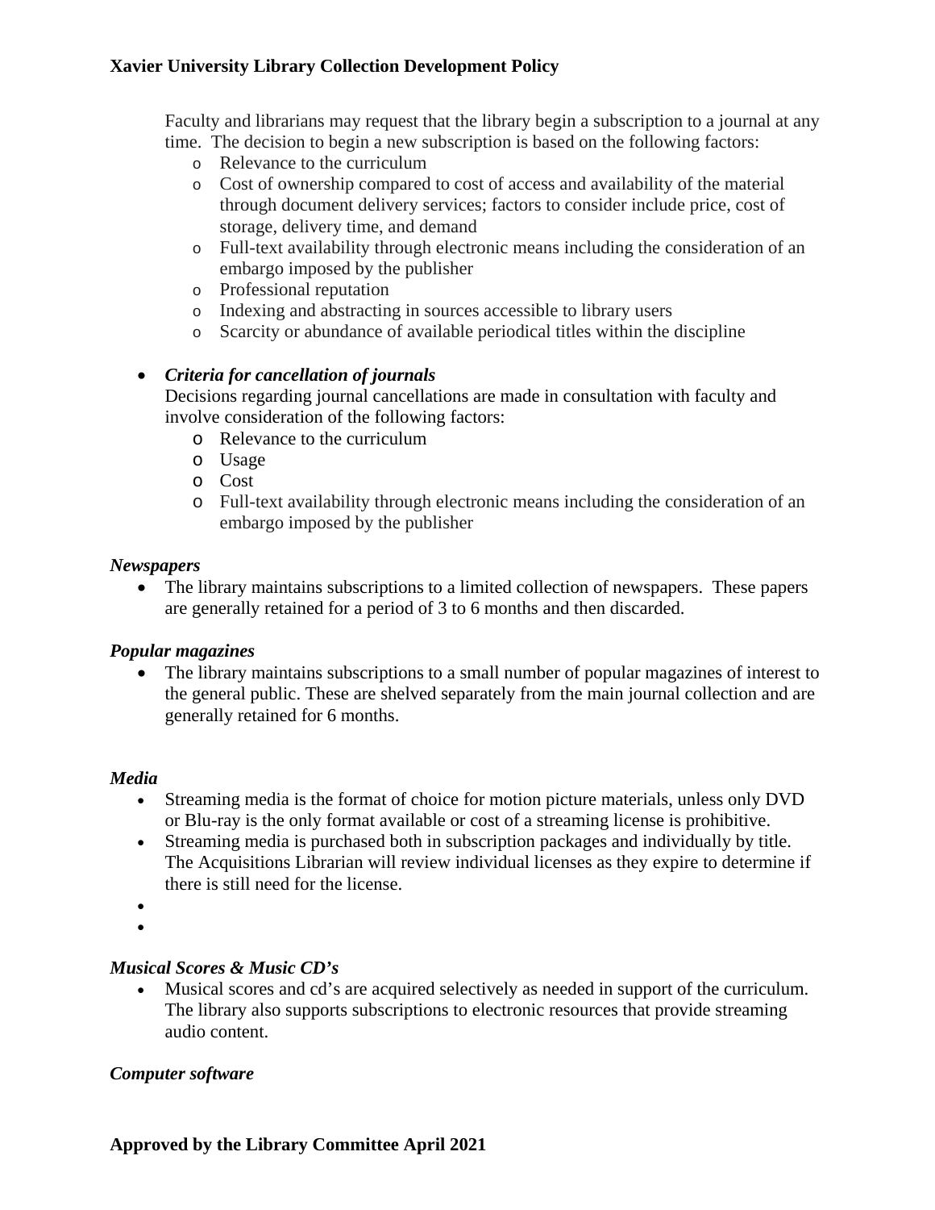Faculty and librarians may request that the library begin a subscription to a journal at any time. The decision to begin a new subscription is based on the following factors:

- Relevance to the curriculum
- Cost of ownership compared to cost of access and availability of the material through document delivery services; factors to consider include price, cost of storage, delivery time, and demand
- Full-text availability through electronic means including the consideration of an embargo imposed by the publisher
- Professional reputation
- Indexing and abstracting in sources accessible to library users
- Scarcity or abundance of available periodical titles within the discipline

- ***Criteria for cancellation of journals***

  Decisions regarding journal cancellations are made in consultation with faculty and involve consideration of the following factors:
  - Relevance to the curriculum
  - Usage
  - Cost
  - Full-text availability through electronic means including the consideration of an embargo imposed by the publisher

***Newspapers***

- The library maintains subscriptions to a limited collection of newspapers. These papers are generally retained for a period of 3 to 6 months and then discarded.

***Popular magazines***

- The library maintains subscriptions to a small number of popular magazines of interest to the general public. These are shelved separately from the main journal collection and are generally retained for 6 months.

***Media***

- Streaming media is the format of choice for motion picture materials, unless only DVD or Blu-ray is the only format available or cost of a streaming license is prohibitive.
- Streaming media is purchased both in subscription packages and individually by title. The Acquisitions Librarian will review individual licenses as they expire to determine if there is still need for the license.

***Musical Scores & Music CD's***

- Musical scores and cd's are acquired selectively as needed in support of the curriculum. The library also supports subscriptions to electronic resources that provide streaming audio content.

***Computer software***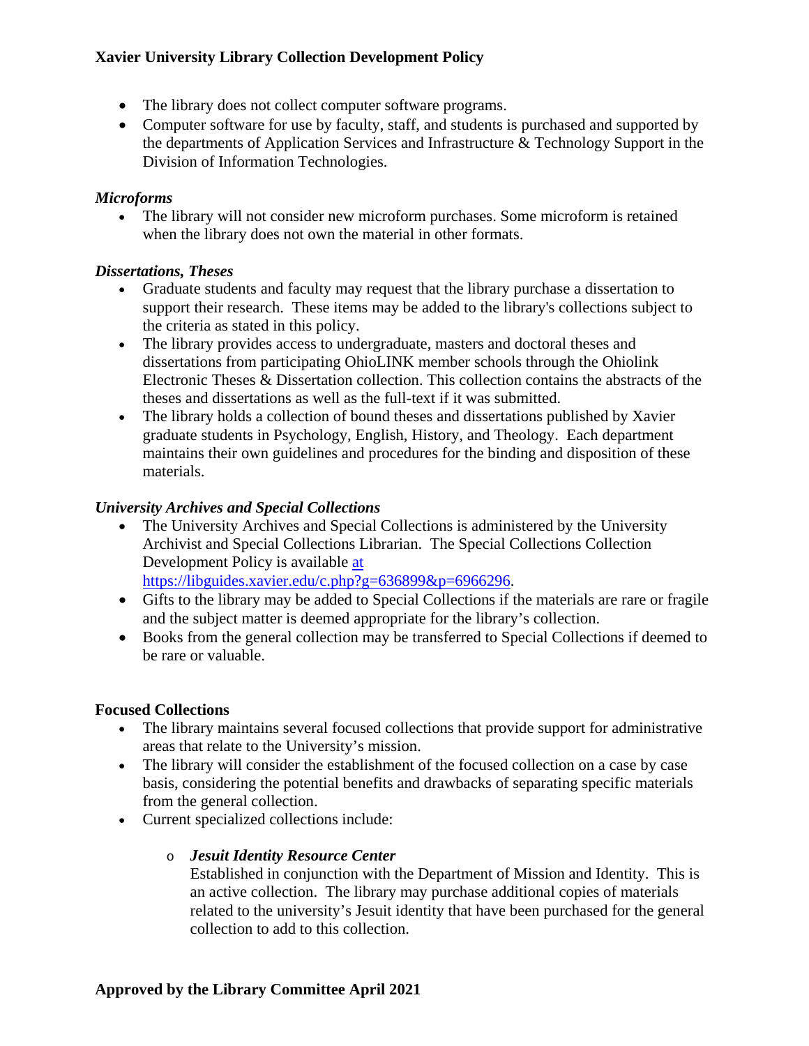- The library does not collect computer software programs.
- Computer software for use by faculty, staff, and students is purchased and supported by the departments of Application Services and Infrastructure & Technology Support in the Division of Information Technologies.

### *Microforms*

- The library will not consider new microform purchases. Some microform is retained when the library does not own the material in other formats.

### *Dissertations, Theses*

- Graduate students and faculty may request that the library purchase a dissertation to support their research. These items may be added to the library's collections subject to the criteria as stated in this policy.
- The library provides access to undergraduate, masters and doctoral theses and dissertations from participating OhioLINK member schools through the Ohiolink Electronic Theses & Dissertation collection. This collection contains the abstracts of the theses and dissertations as well as the full-text if it was submitted.
- The library holds a collection of bound theses and dissertations published by Xavier graduate students in Psychology, English, History, and Theology. Each department maintains their own guidelines and procedures for the binding and disposition of these materials.

### *University Archives and Special Collections*

- The University Archives and Special Collections is administered by the University Archivist and Special Collections Librarian. The Special Collections Collection Development Policy is available at https://libguides.xavier.edu/c.php?g=636899&p=6966296.
- Gifts to the library may be added to Special Collections if the materials are rare or fragile and the subject matter is deemed appropriate for the library's collection.
- Books from the general collection may be transferred to Special Collections if deemed to be rare or valuable.

## Focused Collections

- The library maintains several focused collections that provide support for administrative areas that relate to the University's mission.
- The library will consider the establishment of the focused collection on a case by case basis, considering the potential benefits and drawbacks of separating specific materials from the general collection.
- Current specialized collections include:
  - ***Jesuit Identity Resource Center***
    Established in conjunction with the Department of Mission and Identity. This is an active collection. The library may purchase additional copies of materials related to the university's Jesuit identity that have been purchased for the general collection to add to this collection.

**Approved by the Library Committee April 2021**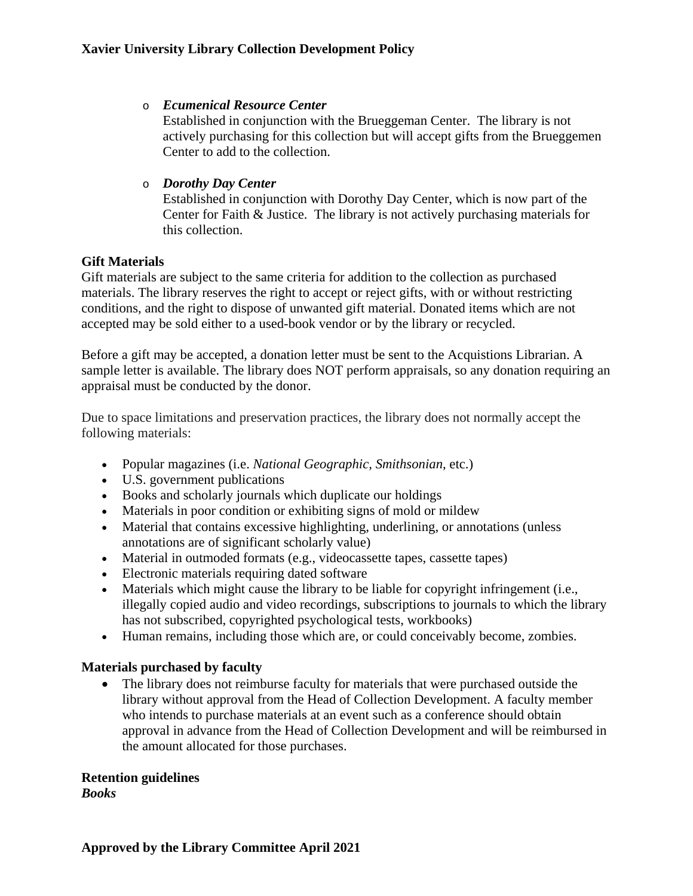- ***Ecumenical Resource Center***
  Established in conjunction with the Brueggeman Center. The library is not actively purchasing for this collection but will accept gifts from the Brueggemen Center to add to the collection.

- ***Dorothy Day Center***
  Established in conjunction with Dorothy Day Center, which is now part of the Center for Faith & Justice. The library is not actively purchasing materials for this collection.

**Gift Materials**

Gift materials are subject to the same criteria for addition to the collection as purchased materials. The library reserves the right to accept or reject gifts, with or without restricting conditions, and the right to dispose of unwanted gift material. Donated items which are not accepted may be sold either to a used-book vendor or by the library or recycled.

Before a gift may be accepted, a donation letter must be sent to the Acquistions Librarian. A sample letter is available. The library does NOT perform appraisals, so any donation requiring an appraisal must be conducted by the donor.

Due to space limitations and preservation practices, the library does not normally accept the following materials:

- Popular magazines (i.e. *National Geographic, Smithsonian*, etc.)
- U.S. government publications
- Books and scholarly journals which duplicate our holdings
- Materials in poor condition or exhibiting signs of mold or mildew
- Material that contains excessive highlighting, underlining, or annotations (unless annotations are of significant scholarly value)
- Material in outmoded formats (e.g., videocassette tapes, cassette tapes)
- Electronic materials requiring dated software
- Materials which might cause the library to be liable for copyright infringement (i.e., illegally copied audio and video recordings, subscriptions to journals to which the library has not subscribed, copyrighted psychological tests, workbooks)
- Human remains, including those which are, or could conceivably become, zombies.

**Materials purchased by faculty**

- The library does not reimburse faculty for materials that were purchased outside the library without approval from the Head of Collection Development. A faculty member who intends to purchase materials at an event such as a conference should obtain approval in advance from the Head of Collection Development and will be reimbursed in the amount allocated for those purchases.

**Retention guidelines**

***Books***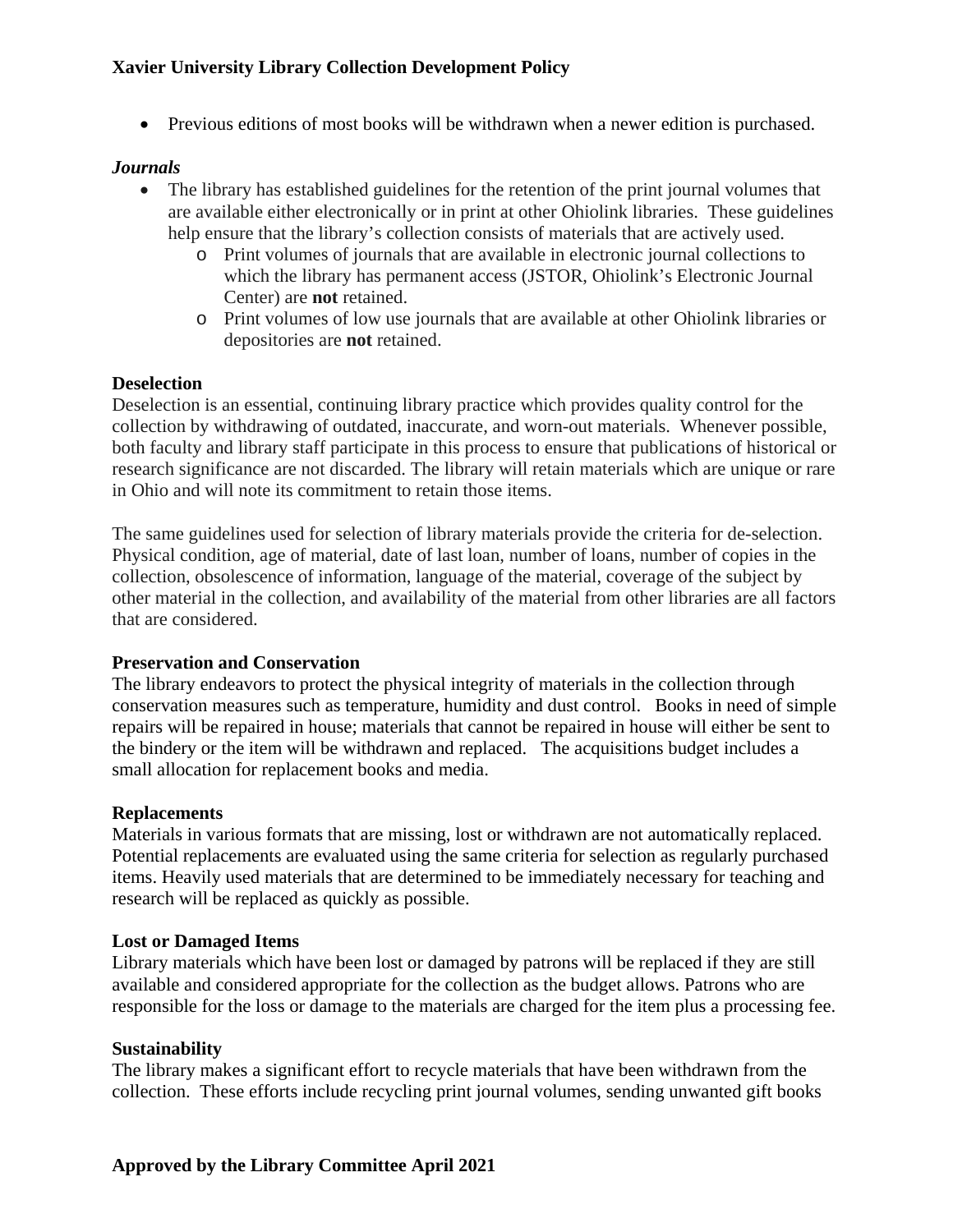- Previous editions of most books will be withdrawn when a newer edition is purchased.

***Journals***

- The library has established guidelines for the retention of the print journal volumes that are available either electronically or in print at other Ohiolink libraries. These guidelines help ensure that the library's collection consists of materials that are actively used.
  - Print volumes of journals that are available in electronic journal collections to which the library has permanent access (JSTOR, Ohiolink's Electronic Journal Center) are **not** retained.
  - Print volumes of low use journals that are available at other Ohiolink libraries or depositories are **not** retained.

**Deselection**

Deselection is an essential, continuing library practice which provides quality control for the collection by withdrawing of outdated, inaccurate, and worn-out materials. Whenever possible, both faculty and library staff participate in this process to ensure that publications of historical or research significance are not discarded. The library will retain materials which are unique or rare in Ohio and will note its commitment to retain those items.

The same guidelines used for selection of library materials provide the criteria for de-selection. Physical condition, age of material, date of last loan, number of loans, number of copies in the collection, obsolescence of information, language of the material, coverage of the subject by other material in the collection, and availability of the material from other libraries are all factors that are considered.

**Preservation and Conservation**

The library endeavors to protect the physical integrity of materials in the collection through conservation measures such as temperature, humidity and dust control. Books in need of simple repairs will be repaired in house; materials that cannot be repaired in house will either be sent to the bindery or the item will be withdrawn and replaced. The acquisitions budget includes a small allocation for replacement books and media.

**Replacements**

Materials in various formats that are missing, lost or withdrawn are not automatically replaced. Potential replacements are evaluated using the same criteria for selection as regularly purchased items. Heavily used materials that are determined to be immediately necessary for teaching and research will be replaced as quickly as possible.

**Lost or Damaged Items**

Library materials which have been lost or damaged by patrons will be replaced if they are still available and considered appropriate for the collection as the budget allows. Patrons who are responsible for the loss or damage to the materials are charged for the item plus a processing fee.

**Sustainability**

The library makes a significant effort to recycle materials that have been withdrawn from the collection. These efforts include recycling print journal volumes, sending unwanted gift books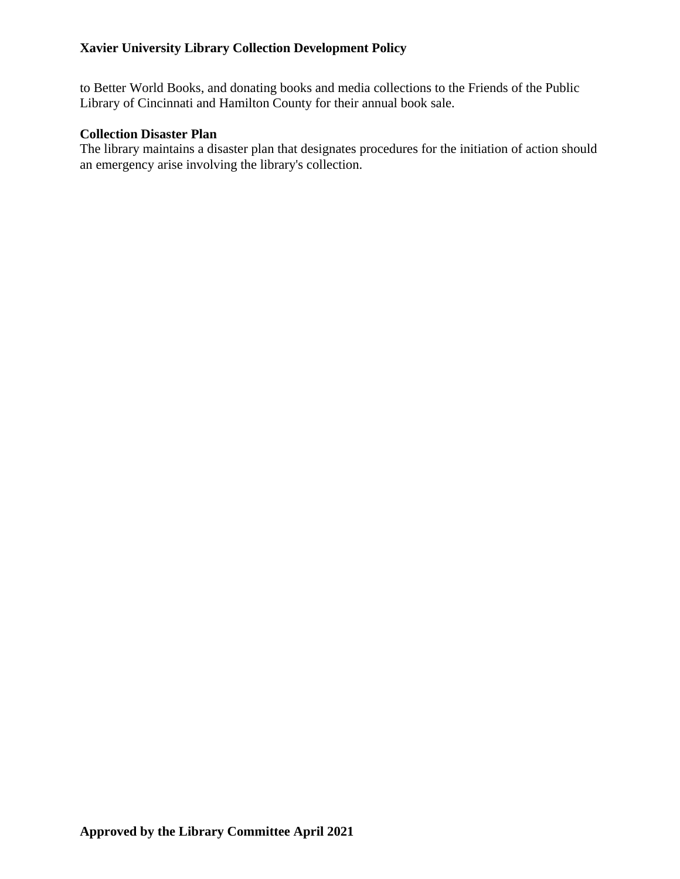to Better World Books, and donating books and media collections to the Friends of the Public Library of Cincinnati and Hamilton County for their annual book sale.

**Collection Disaster Plan**
The library maintains a disaster plan that designates procedures for the initiation of action should an emergency arise involving the library's collection.

**Approved by the Library Committee April 2021**